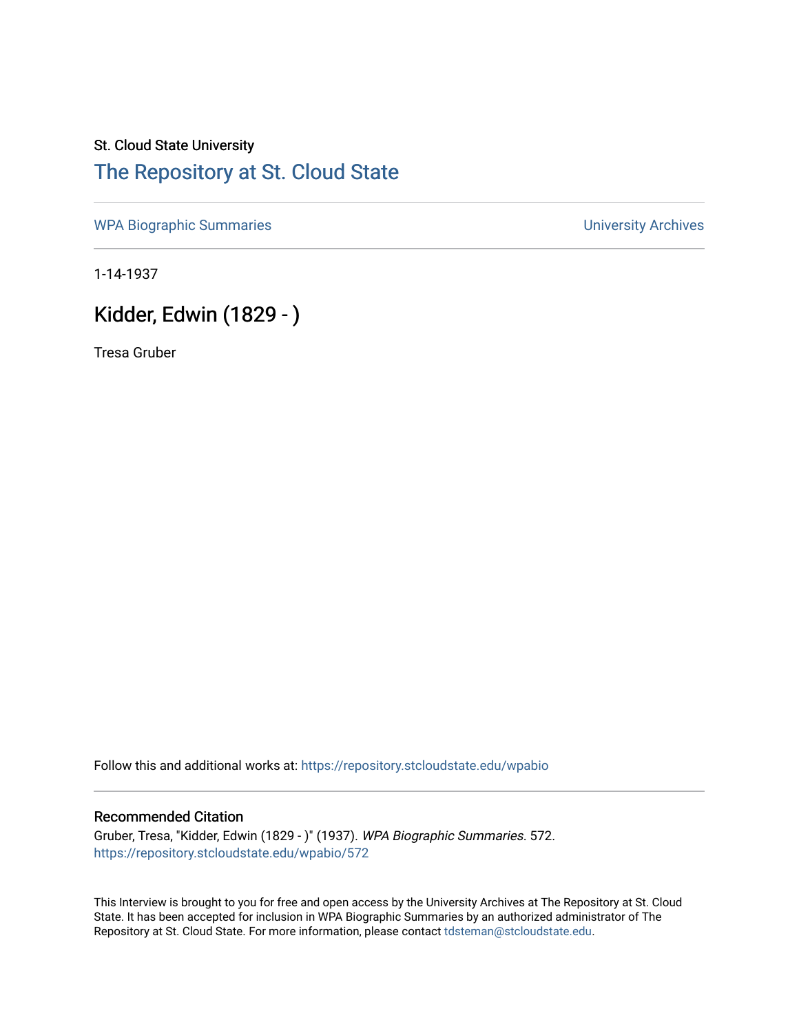St. Cloud State University

## The Repository at St. Cloud State

WPA Biographic Summaries

University Archives

1-14-1937

# Kidder, Edwin (1829 - )

Tresa Gruber

Follow this and additional works at: https://repository.stcloudstate.edu/wpabio

### Recommended Citation

Gruber, Tresa, "Kidder, Edwin (1829 - )" (1937). *WPA Biographic Summaries*. 572.
https://repository.stcloudstate.edu/wpabio/572

This Interview is brought to you for free and open access by the University Archives at The Repository at St. Cloud State. It has been accepted for inclusion in WPA Biographic Summaries by an authorized administrator of The Repository at St. Cloud State. For more information, please contact tdsteman@stcloudstate.edu.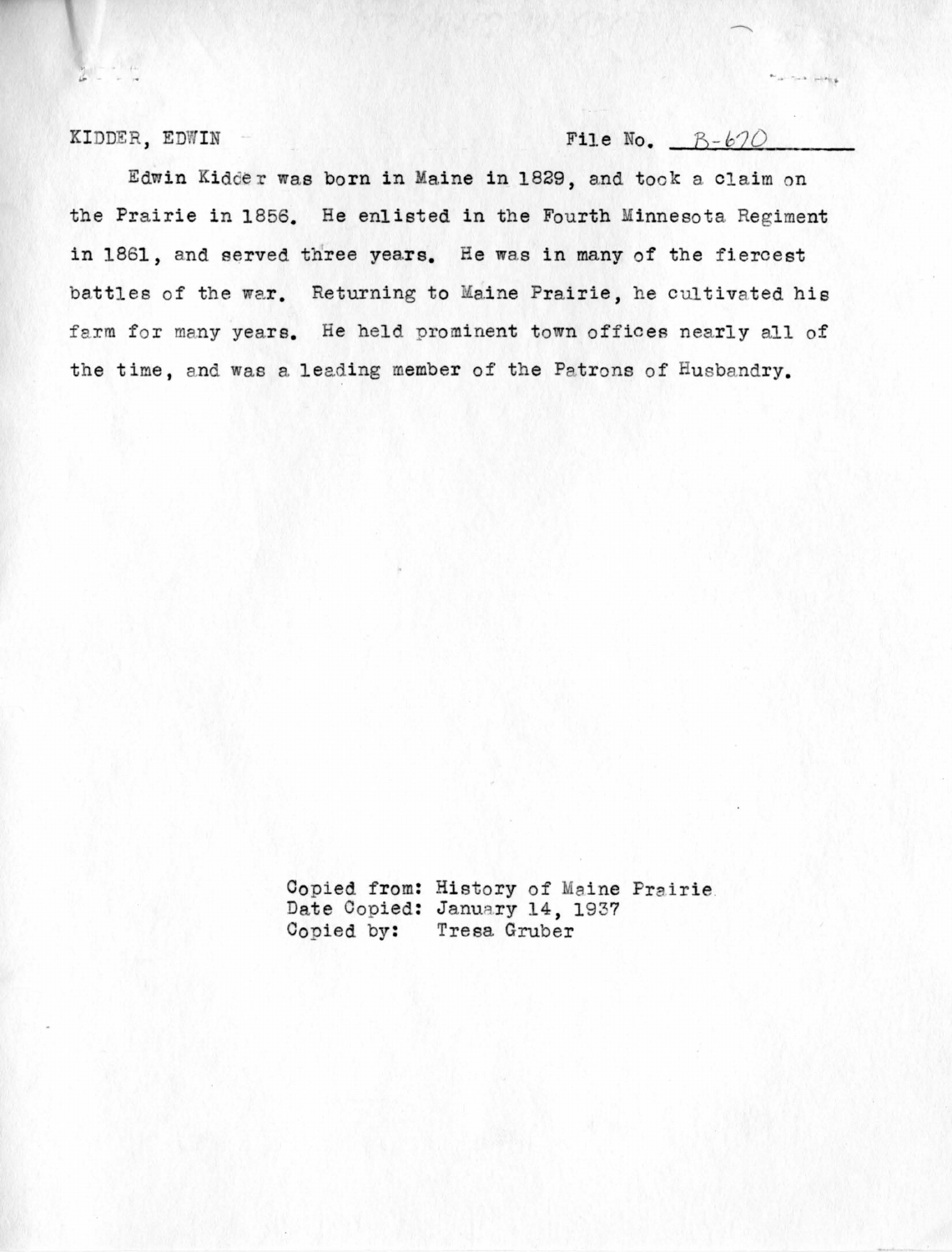KIDDER, EDWIN File No. B-670

Edwin Kidder was born in Maine in 1829, and took a claim on the Prairie in 1856. He enlisted in the Fourth Minnesota Regiment in 1861, and served three years. He was in many of the fiercest battles of the war. Returning to Maine Prairie, he cultivated his farm for many years. He held prominent town offices nearly all of the time, and was a leading member of the Patrons of Husbandry.

Copied from: History of Maine Prairie
Date Copied: January 14, 1937
Copied by: Tresa Gruber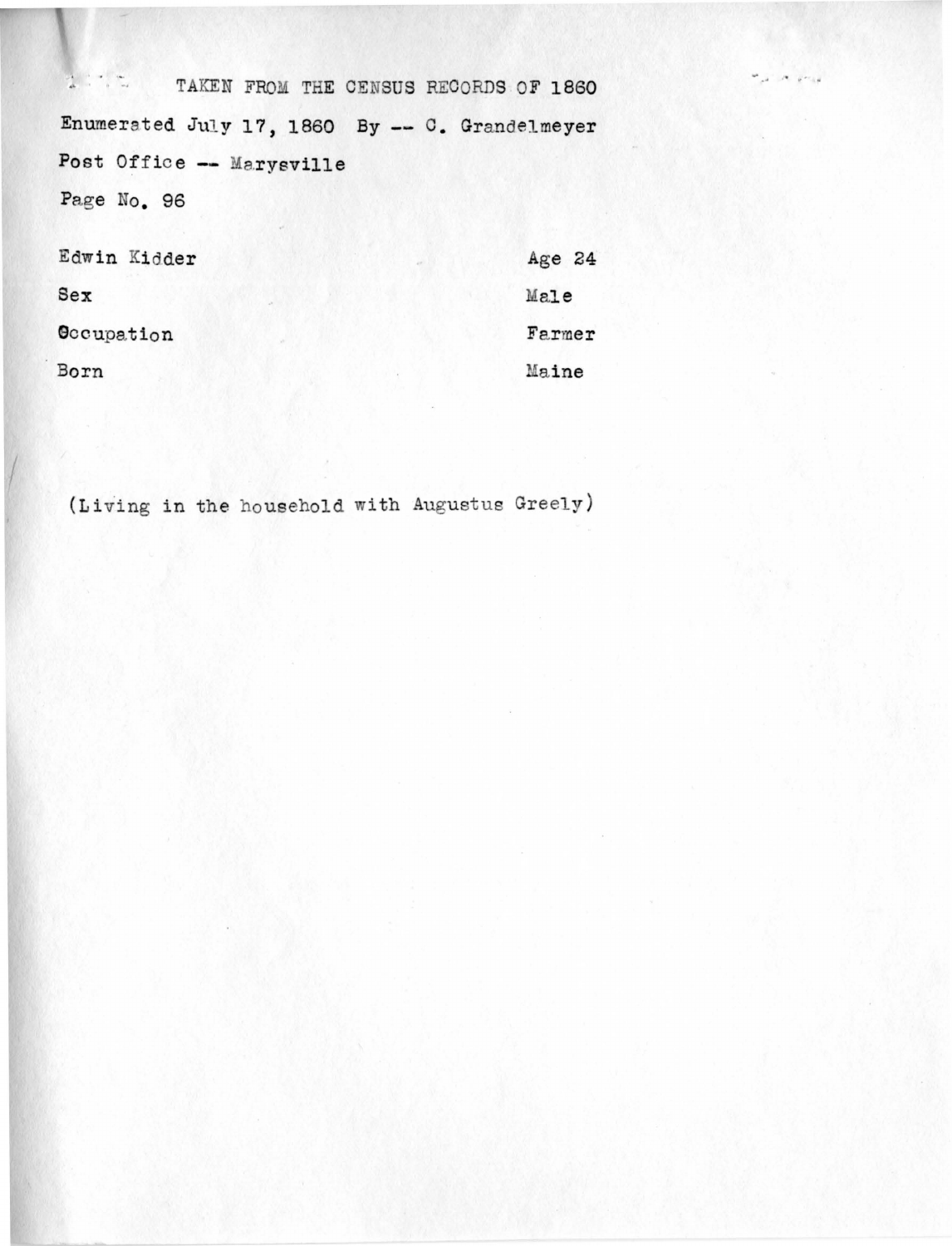TAKEN FROM THE CENSUS RECORDS OF 1860

Enumerated July 17, 1860 By -- C. Grandelmeyer

Post Office -- Marysville

Page No. 96

| | |
|---|---|
| Edwin Kidder | Age 24 |
| Sex | Male |
| Occupation | Farmer |
| Born | Maine |

(Living in the household with Augustus Greely)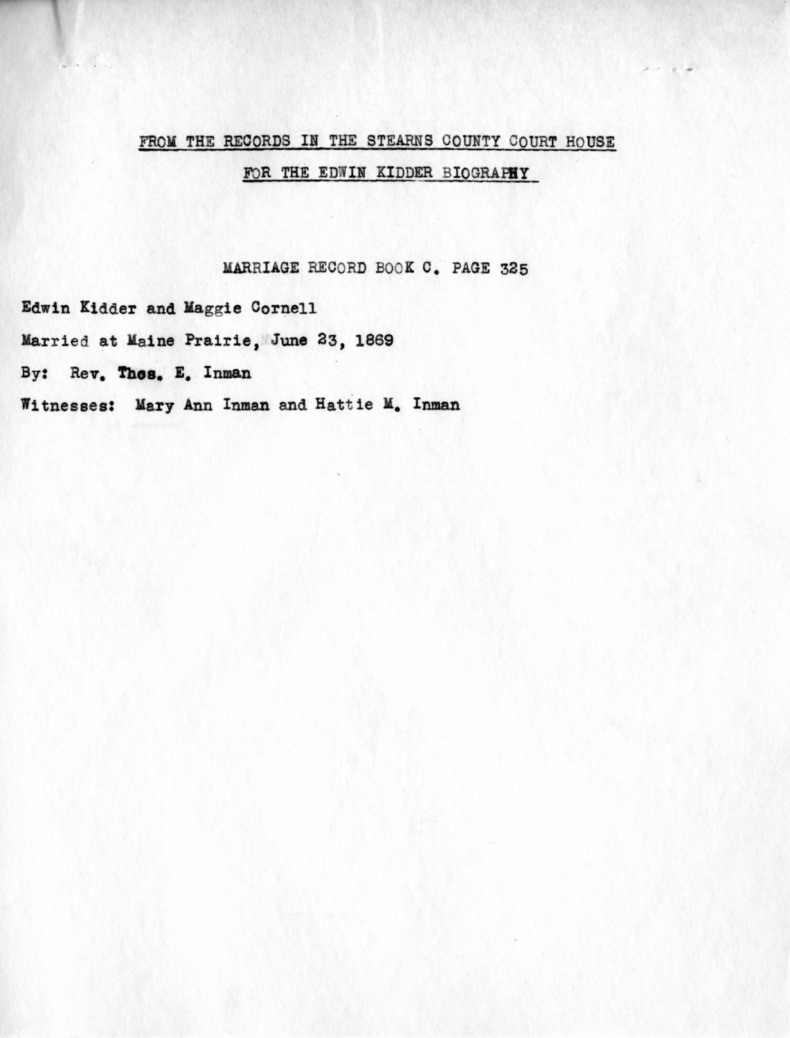FROM THE RECORDS IN THE STEARNS COUNTY COURT HOUSE

FOR THE EDWIN KIDDER BIOGRAPHY

MARRIAGE RECORD BOOK C. PAGE 325

Edwin Kidder and Maggie Cornell

Married at Maine Prairie, June 23, 1869

By: Rev. Thos. E. Inman

Witnesses: Mary Ann Inman and Hattie M. Inman